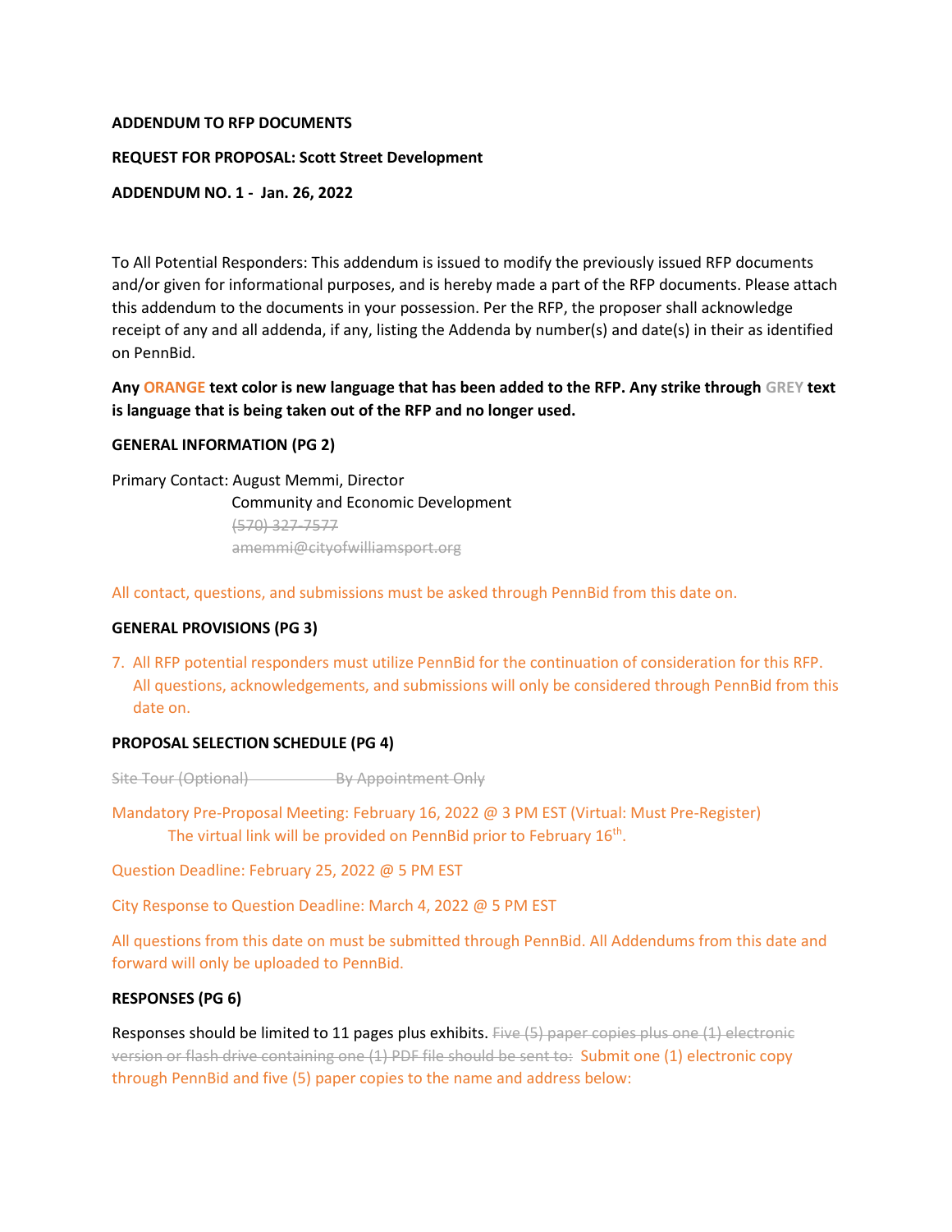**ADDENDUM TO RFP DOCUMENTS**

**REQUEST FOR PROPOSAL: Scott Street Development**

**ADDENDUM NO. 1 - Jan. 26, 2022**

To All Potential Responders: This addendum is issued to modify the previously issued RFP documents and/or given for informational purposes, and is hereby made a part of the RFP documents. Please attach this addendum to the documents in your possession. Per the RFP, the proposer shall acknowledge receipt of any and all addenda, if any, listing the Addenda by number(s) and date(s) in their as identified on PennBid.

**Any ORANGE text color is new language that has been added to the RFP. Any strike through GREY text is language that is being taken out of the RFP and no longer used.**

**GENERAL INFORMATION (PG 2)**

Primary Contact: August Memmi, Director
Community and Economic Development
~~(570) 327-7577~~
~~amemmi@cityofwilliamsport.org~~

All contact, questions, and submissions must be asked through PennBid from this date on.

**GENERAL PROVISIONS (PG 3)**

7. All RFP potential responders must utilize PennBid for the continuation of consideration for this RFP. All questions, acknowledgements, and submissions will only be considered through PennBid from this date on.

**PROPOSAL SELECTION SCHEDULE (PG 4)**

~~Site Tour (Optional) By Appointment Only~~

Mandatory Pre-Proposal Meeting: February 16, 2022 @ 3 PM EST (Virtual: Must Pre-Register)
The virtual link will be provided on PennBid prior to February 16th.

Question Deadline: February 25, 2022 @ 5 PM EST

City Response to Question Deadline: March 4, 2022 @ 5 PM EST

All questions from this date on must be submitted through PennBid. All Addendums from this date and forward will only be uploaded to PennBid.

**RESPONSES (PG 6)**

Responses should be limited to 11 pages plus exhibits. ~~Five (5) paper copies plus one (1) electronic version or flash drive containing one (1) PDF file should be sent to:~~ Submit one (1) electronic copy through PennBid and five (5) paper copies to the name and address below: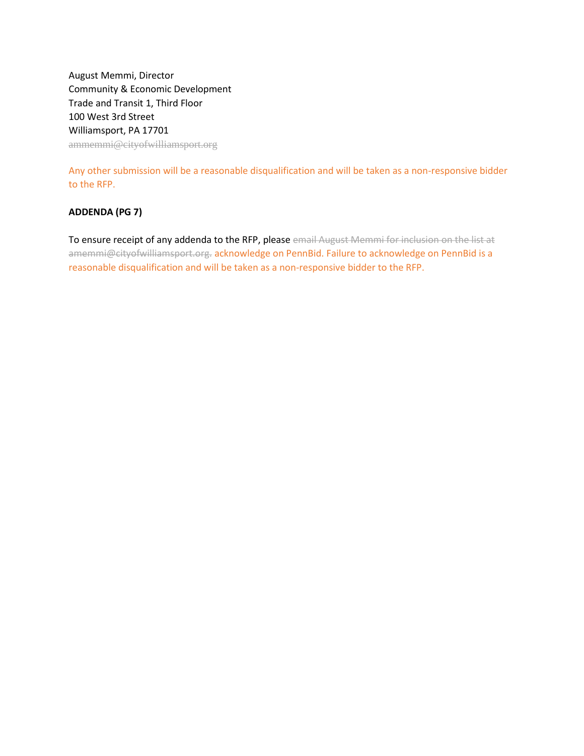August Memmi, Director
Community & Economic Development
Trade and Transit 1, Third Floor
100 West 3rd Street
Williamsport, PA 17701
~~ammemmi@cityofwilliamsport.org~~

Any other submission will be a reasonable disqualification and will be taken as a non-responsive bidder to the RFP.

**ADDENDA (PG 7)**

To ensure receipt of any addenda to the RFP, please ~~email August Memmi for inclusion on the list at amemmi@cityofwilliamsport.org.~~ acknowledge on PennBid. Failure to acknowledge on PennBid is a reasonable disqualification and will be taken as a non-responsive bidder to the RFP.